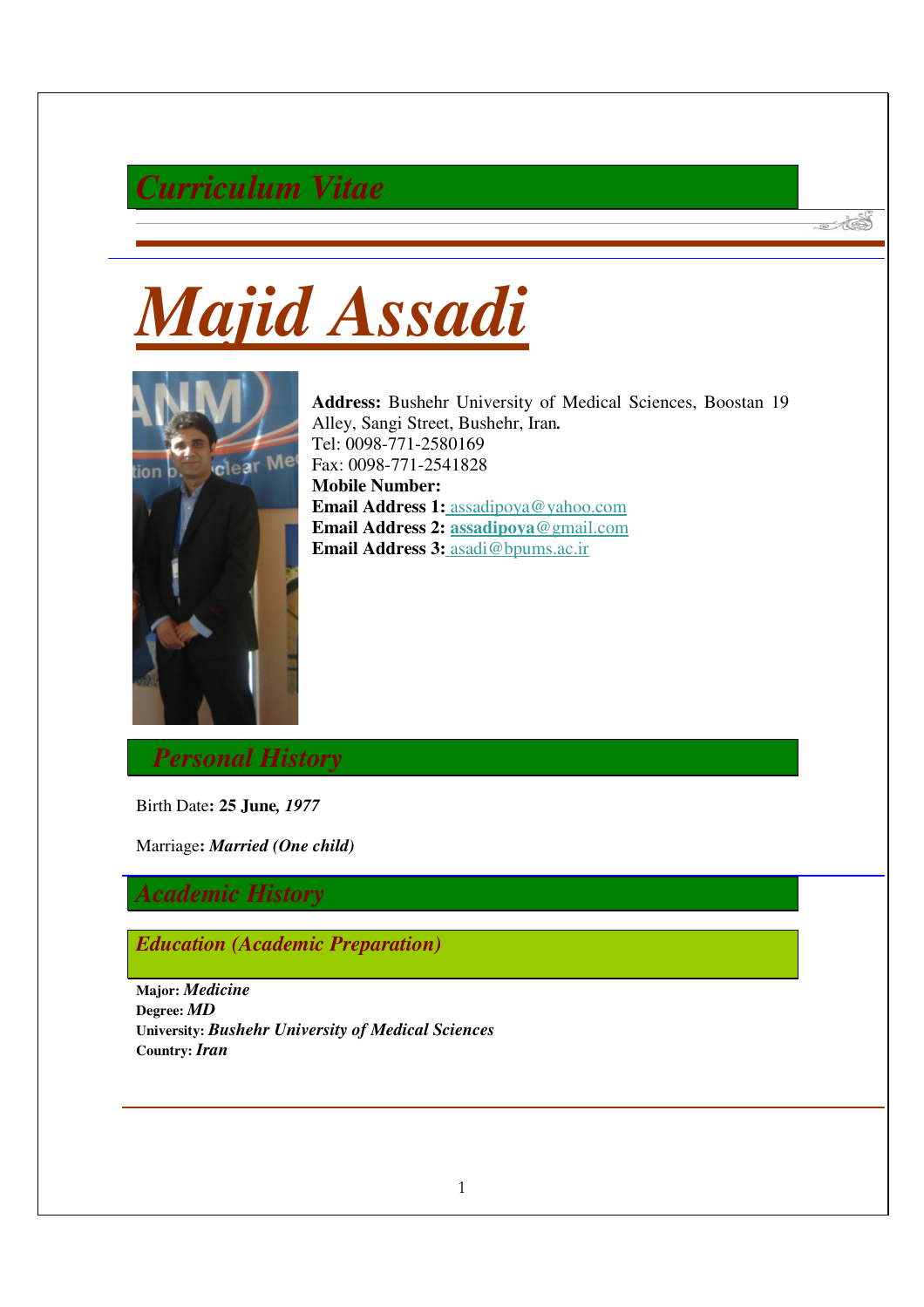# *Curriculum Vitae*

# *Majid Assadi*

**Address:** Bushehr University of Medical Sciences, Boostan 19 Alley, Sangi Street, Bushehr, Iran.
Tel: 0098-771-2580169
Fax: 0098-771-2541828
**Mobile Number:**
**Email Address 1:** assadipoya@yahoo.com
**Email Address 2:** **assadipoya**@gmail.com
**Email Address 3:** asadi@bpums.ac.ir

## *Personal History*

Birth Date**: 25 June,** ***1977***

Marriage**:** ***Married (One child)***

## *Academic History*

### *Education (Academic Preparation)*

**Major:** ***Medicine***
**Degree:** ***MD***
**University:** ***Bushehr University of Medical Sciences***
**Country:** ***Iran***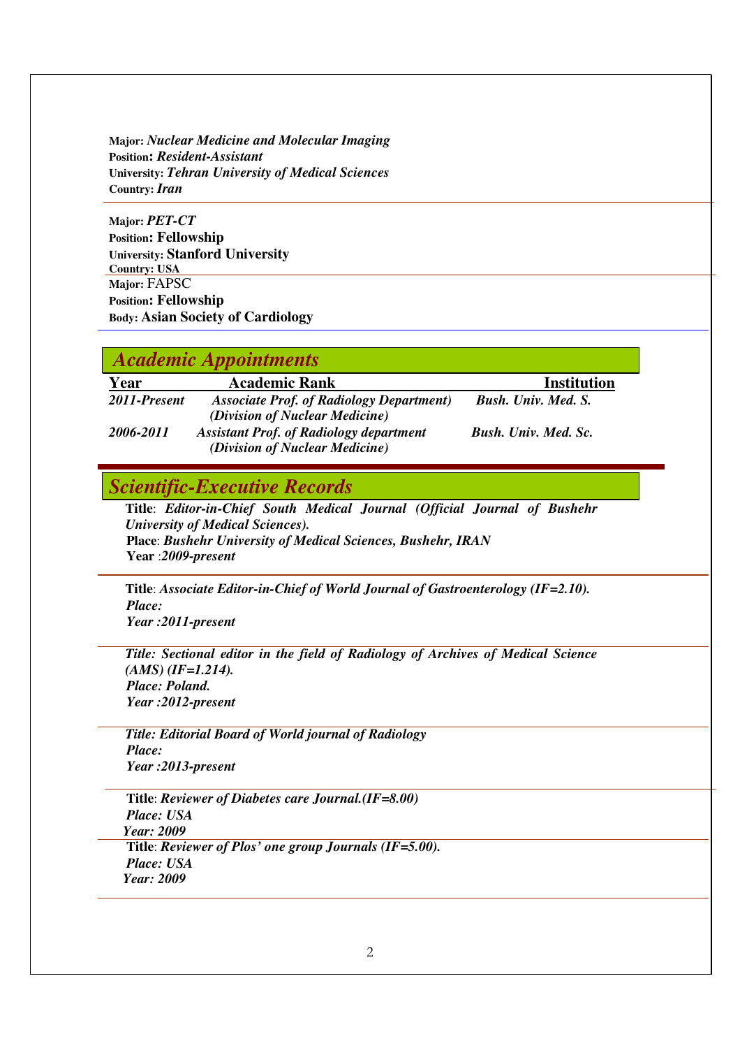**Major:** ***Nuclear Medicine and Molecular Imaging***
**Position: *Resident-Assistant***
**University: *Tehran University of Medical Sciences***
**Country: *Iran***

---

**Major: *PET-CT***
**Position: Fellowship**
**University: Stanford University**
**Country: USA**

---

**Major:** FAPSC
**Position: Fellowship**
**Body: Asian Society of Cardiology**

---

## *Academic Appointments*

| Year | Academic Rank | Institution |
|---|---|---|
| *2011-Present* | *Associate Prof. of Radiology Department) (Division of Nuclear Medicine)* | *Bush. Univ. Med. S.* |
| *2006-2011* | *Assistant Prof. of Radiology department (Division of Nuclear Medicine)* | *Bush. Univ. Med. Sc.* |

## *Scientific-Executive Records*

**Title**: ***Editor-in-Chief South Medical Journal (Official Journal of Bushehr University of Medical Sciences).***
**Place**: ***Bushehr University of Medical Sciences, Bushehr, IRAN***
**Year** :***2009-present***

---

**Title**: ***Associate Editor-in-Chief of World Journal of Gastroenterology (IF=2.10).***
***Place:***
***Year :2011-present***

---

***Title: Sectional editor in the field of Radiology of Archives of Medical Science (AMS) (IF=1.214).***
***Place: Poland.***
***Year :2012-present***

---

***Title: Editorial Board of World journal of Radiology***
***Place:***
***Year :2013-present***

---

**Title**: ***Reviewer of Diabetes care Journal.(IF=8.00)***
***Place: USA***
***Year: 2009***

---

**Title**: ***Reviewer of Plos' one group Journals (IF=5.00).***
***Place: USA***
***Year: 2009***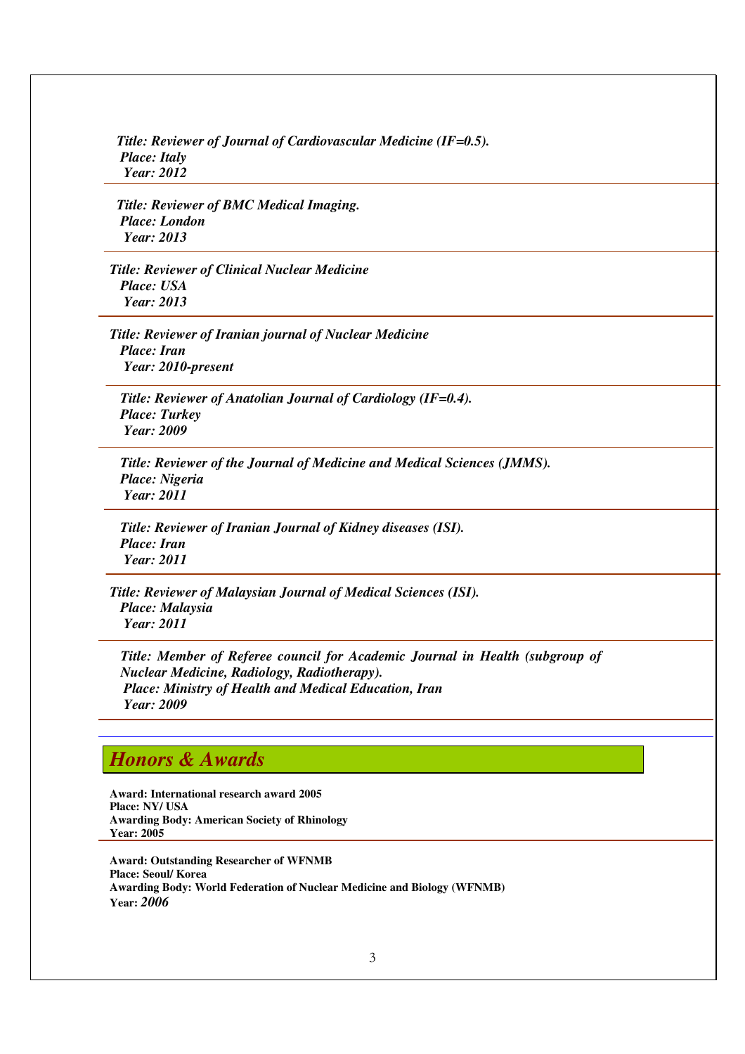***Title: Reviewer of Journal of Cardiovascular Medicine (IF=0.5).***
***Place: Italy***
***Year: 2012***

---

***Title: Reviewer of BMC Medical Imaging.***
***Place: London***
***Year: 2013***

---

***Title: Reviewer of Clinical Nuclear Medicine***
***Place: USA***
***Year: 2013***

---

***Title: Reviewer of Iranian journal of Nuclear Medicine***
***Place: Iran***
***Year: 2010-present***

---

***Title: Reviewer of Anatolian Journal of Cardiology (IF=0.4).***
***Place: Turkey***
***Year: 2009***

---

***Title: Reviewer of the Journal of Medicine and Medical Sciences (JMMS).***
***Place: Nigeria***
***Year: 2011***

---

***Title: Reviewer of Iranian Journal of Kidney diseases (ISI).***
***Place: Iran***
***Year: 2011***

---

***Title: Reviewer of Malaysian Journal of Medical Sciences (ISI).***
***Place: Malaysia***
***Year: 2011***

---

***Title: Member of Referee council for Academic Journal in Health (subgroup of Nuclear Medicine, Radiology, Radiotherapy).***
***Place: Ministry of Health and Medical Education, Iran***
***Year: 2009***

---

## *Honors & Awards*

**Award: International research award 2005**
**Place: NY/ USA**
**Awarding Body: American Society of Rhinology**
**Year: 2005**

---

**Award: Outstanding Researcher of WFNMB**
**Place: Seoul/ Korea**
**Awarding Body: World Federation of Nuclear Medicine and Biology (WFNMB)**
**Year:** ***2006***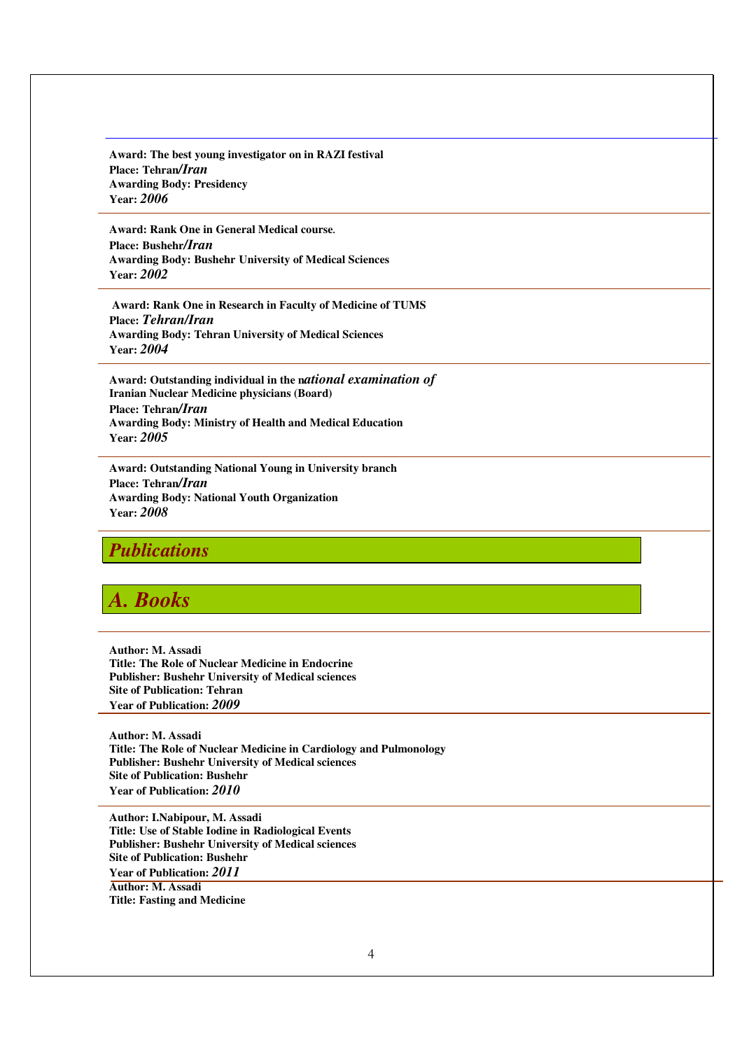**Award: The best young investigator on in RAZI festival**
**Place: Tehran/*Iran***
**Awarding Body: Presidency**
**Year: *2006***

**Award: Rank One in General Medical course.**
**Place: Bushehr/*Iran***
**Awarding Body: Bushehr University of Medical Sciences**
**Year: *2002***

**Award: Rank One in Research in Faculty of Medicine of TUMS**
**Place: *Tehran/Iran***
**Awarding Body: Tehran University of Medical Sciences**
**Year: *2004***

**Award: Outstanding individual in the n*ational examination of* Iranian Nuclear Medicine physicians (Board)**
**Place: Tehran/*Iran***
**Awarding Body: Ministry of Health and Medical Education**
**Year: *2005***

**Award: Outstanding National Young in University branch**
**Place: Tehran/*Iran***
**Awarding Body: National Youth Organization**
**Year: *2008***

## *Publications*

### *A. Books*

**Author: M. Assadi**
**Title: The Role of Nuclear Medicine in Endocrine**
**Publisher: Bushehr University of Medical sciences**
**Site of Publication: Tehran**
**Year of Publication: *2009***

**Author: M. Assadi**
**Title: The Role of Nuclear Medicine in Cardiology and Pulmonology**
**Publisher: Bushehr University of Medical sciences**
**Site of Publication: Bushehr**
**Year of Publication: *2010***

**Author: I.Nabipour, M. Assadi**
**Title: Use of Stable Iodine in Radiological Events**
**Publisher: Bushehr University of Medical sciences**
**Site of Publication: Bushehr**
**Year of Publication: *2011***

**Author: M. Assadi**
**Title: Fasting and Medicine**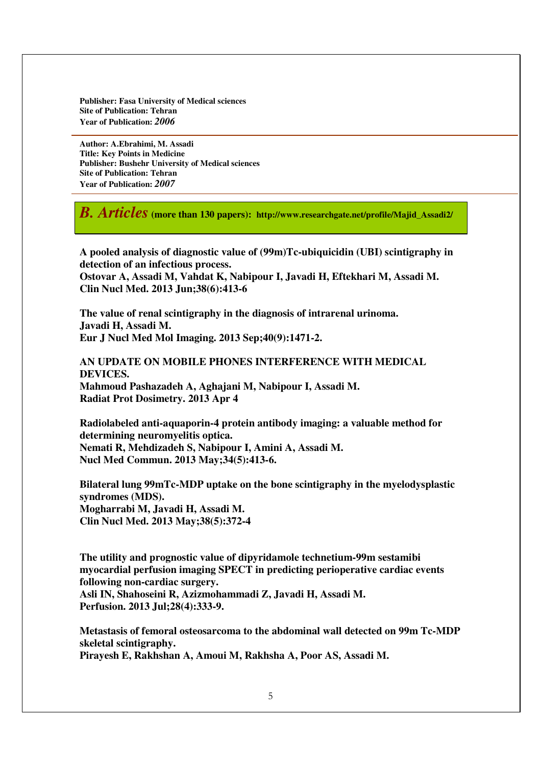**Publisher: Fasa University of Medical sciences**
**Site of Publication: Tehran**
**Year of Publication:** ***2006***

---

**Author: A.Ebrahimi, M. Assadi**
**Title: Key Points in Medicine**
**Publisher: Bushehr University of Medical sciences**
**Site of Publication: Tehran**
**Year of Publication:** ***2007***

---

## *B. Articles* (more than 130 papers): http://www.researchgate.net/profile/Majid_Assadi2/

**A pooled analysis of diagnostic value of (99m)Tc-ubiquicidin (UBI) scintigraphy in detection of an infectious process.**
**Ostovar A, Assadi M, Vahdat K, Nabipour I, Javadi H, Eftekhari M, Assadi M.**
**Clin Nucl Med. 2013 Jun;38(6):413-6**

**The value of renal scintigraphy in the diagnosis of intrarenal urinoma.**
**Javadi H, Assadi M.**
**Eur J Nucl Med Mol Imaging. 2013 Sep;40(9):1471-2.**

**AN UPDATE ON MOBILE PHONES INTERFERENCE WITH MEDICAL DEVICES.**
**Mahmoud Pashazadeh A, Aghajani M, Nabipour I, Assadi M.**
**Radiat Prot Dosimetry. 2013 Apr 4**

**Radiolabeled anti-aquaporin-4 protein antibody imaging: a valuable method for determining neuromyelitis optica.**
**Nemati R, Mehdizadeh S, Nabipour I, Amini A, Assadi M.**
**Nucl Med Commun. 2013 May;34(5):413-6.**

**Bilateral lung 99mTc-MDP uptake on the bone scintigraphy in the myelodysplastic syndromes (MDS).**
**Mogharrabi M, Javadi H, Assadi M.**
**Clin Nucl Med. 2013 May;38(5):372-4**

**The utility and prognostic value of dipyridamole technetium-99m sestamibi myocardial perfusion imaging SPECT in predicting perioperative cardiac events following non-cardiac surgery.**
**Asli IN, Shahoseini R, Azizmohammadi Z, Javadi H, Assadi M.**
**Perfusion. 2013 Jul;28(4):333-9.**

**Metastasis of femoral osteosarcoma to the abdominal wall detected on 99m Tc-MDP skeletal scintigraphy.**
**Pirayesh E, Rakhshan A, Amoui M, Rakhsha A, Poor AS, Assadi M.**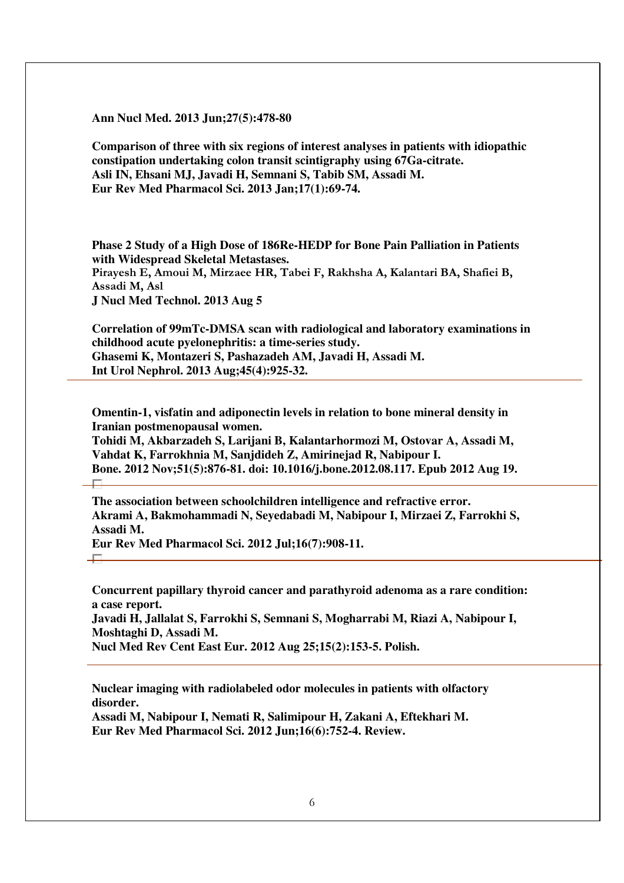**Ann Nucl Med. 2013 Jun;27(5):478-80**

**Comparison of three with six regions of interest analyses in patients with idiopathic constipation undertaking colon transit scintigraphy using 67Ga-citrate.**
**Asli IN, Ehsani MJ, Javadi H, Semnani S, Tabib SM, Assadi M.**
**Eur Rev Med Pharmacol Sci. 2013 Jan;17(1):69-74.**

**Phase 2 Study of a High Dose of 186Re-HEDP for Bone Pain Palliation in Patients with Widespread Skeletal Metastases.**
**Pirayesh E, Amoui M, Mirzaee HR, Tabei F, Rakhsha A, Kalantari BA, Shafiei B, Assadi M, Asl**
**J Nucl Med Technol. 2013 Aug 5**

**Correlation of 99mTc-DMSA scan with radiological and laboratory examinations in childhood acute pyelonephritis: a time-series study.**
**Ghasemi K, Montazeri S, Pashazadeh AM, Javadi H, Assadi M.**
**Int Urol Nephrol. 2013 Aug;45(4):925-32.**

---

**Omentin-1, visfatin and adiponectin levels in relation to bone mineral density in Iranian postmenopausal women.**
**Tohidi M, Akbarzadeh S, Larijani B, Kalantarhormozi M, Ostovar A, Assadi M, Vahdat K, Farrokhnia M, Sanjdideh Z, Amirinejad R, Nabipour I.**
**Bone. 2012 Nov;51(5):876-81. doi: 10.1016/j.bone.2012.08.117. Epub 2012 Aug 19.**

---

**The association between schoolchildren intelligence and refractive error.**
**Akrami A, Bakmohammadi N, Seyedabadi M, Nabipour I, Mirzaei Z, Farrokhi S, Assadi M.**
**Eur Rev Med Pharmacol Sci. 2012 Jul;16(7):908-11.**

---

**Concurrent papillary thyroid cancer and parathyroid adenoma as a rare condition: a case report.**
**Javadi H, Jallalat S, Farrokhi S, Semnani S, Mogharrabi M, Riazi A, Nabipour I, Moshtaghi D, Assadi M.**
**Nucl Med Rev Cent East Eur. 2012 Aug 25;15(2):153-5. Polish.**

---

**Nuclear imaging with radiolabeled odor molecules in patients with olfactory disorder.**
**Assadi M, Nabipour I, Nemati R, Salimipour H, Zakani A, Eftekhari M.**
**Eur Rev Med Pharmacol Sci. 2012 Jun;16(6):752-4. Review.**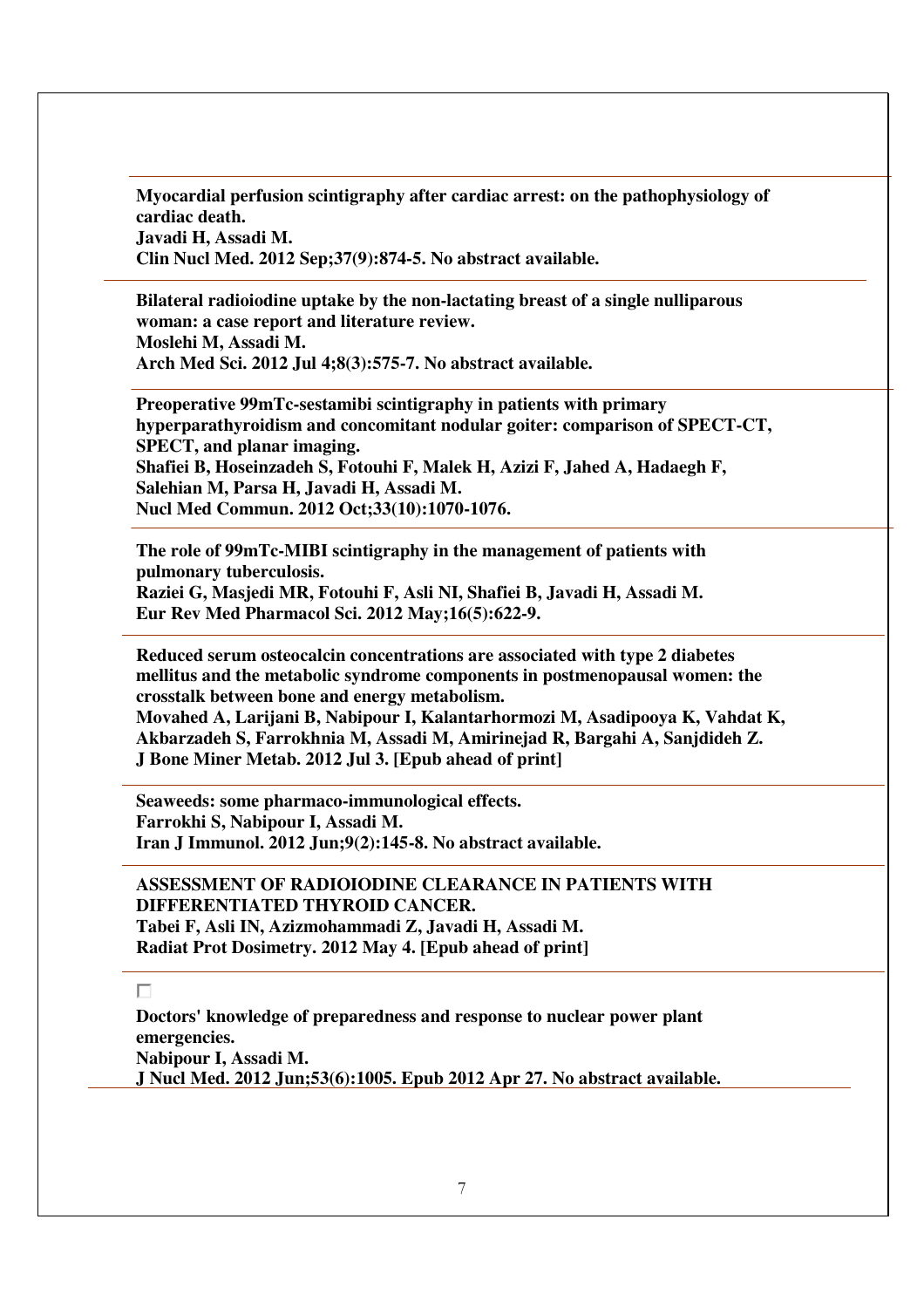**Myocardial perfusion scintigraphy after cardiac arrest: on the pathophysiology of cardiac death.**
**Javadi H, Assadi M.**
**Clin Nucl Med. 2012 Sep;37(9):874-5. No abstract available.**

---

**Bilateral radioiodine uptake by the non-lactating breast of a single nulliparous woman: a case report and literature review.**
**Moslehi M, Assadi M.**
**Arch Med Sci. 2012 Jul 4;8(3):575-7. No abstract available.**

---

**Preoperative 99mTc-sestamibi scintigraphy in patients with primary hyperparathyroidism and concomitant nodular goiter: comparison of SPECT-CT, SPECT, and planar imaging.**
**Shafiei B, Hoseinzadeh S, Fotouhi F, Malek H, Azizi F, Jahed A, Hadaegh F, Salehian M, Parsa H, Javadi H, Assadi M.**
**Nucl Med Commun. 2012 Oct;33(10):1070-1076.**

---

**The role of 99mTc-MIBI scintigraphy in the management of patients with pulmonary tuberculosis.**
**Raziei G, Masjedi MR, Fotouhi F, Asli NI, Shafiei B, Javadi H, Assadi M.**
**Eur Rev Med Pharmacol Sci. 2012 May;16(5):622-9.**

---

**Reduced serum osteocalcin concentrations are associated with type 2 diabetes mellitus and the metabolic syndrome components in postmenopausal women: the crosstalk between bone and energy metabolism.**
**Movahed A, Larijani B, Nabipour I, Kalantarhormozi M, Asadipooya K, Vahdat K, Akbarzadeh S, Farrokhnia M, Assadi M, Amirinejad R, Bargahi A, Sanjdideh Z.**
**J Bone Miner Metab. 2012 Jul 3. [Epub ahead of print]**

---

**Seaweeds: some pharmaco-immunological effects.**
**Farrokhi S, Nabipour I, Assadi M.**
**Iran J Immunol. 2012 Jun;9(2):145-8. No abstract available.**

---

**ASSESSMENT OF RADIOIODINE CLEARANCE IN PATIENTS WITH DIFFERENTIATED THYROID CANCER.**
**Tabei F, Asli IN, Azizmohammadi Z, Javadi H, Assadi M.**
**Radiat Prot Dosimetry. 2012 May 4. [Epub ahead of print]**

---

**Doctors' knowledge of preparedness and response to nuclear power plant emergencies.**
**Nabipour I, Assadi M.**
**J Nucl Med. 2012 Jun;53(6):1005. Epub 2012 Apr 27. No abstract available.**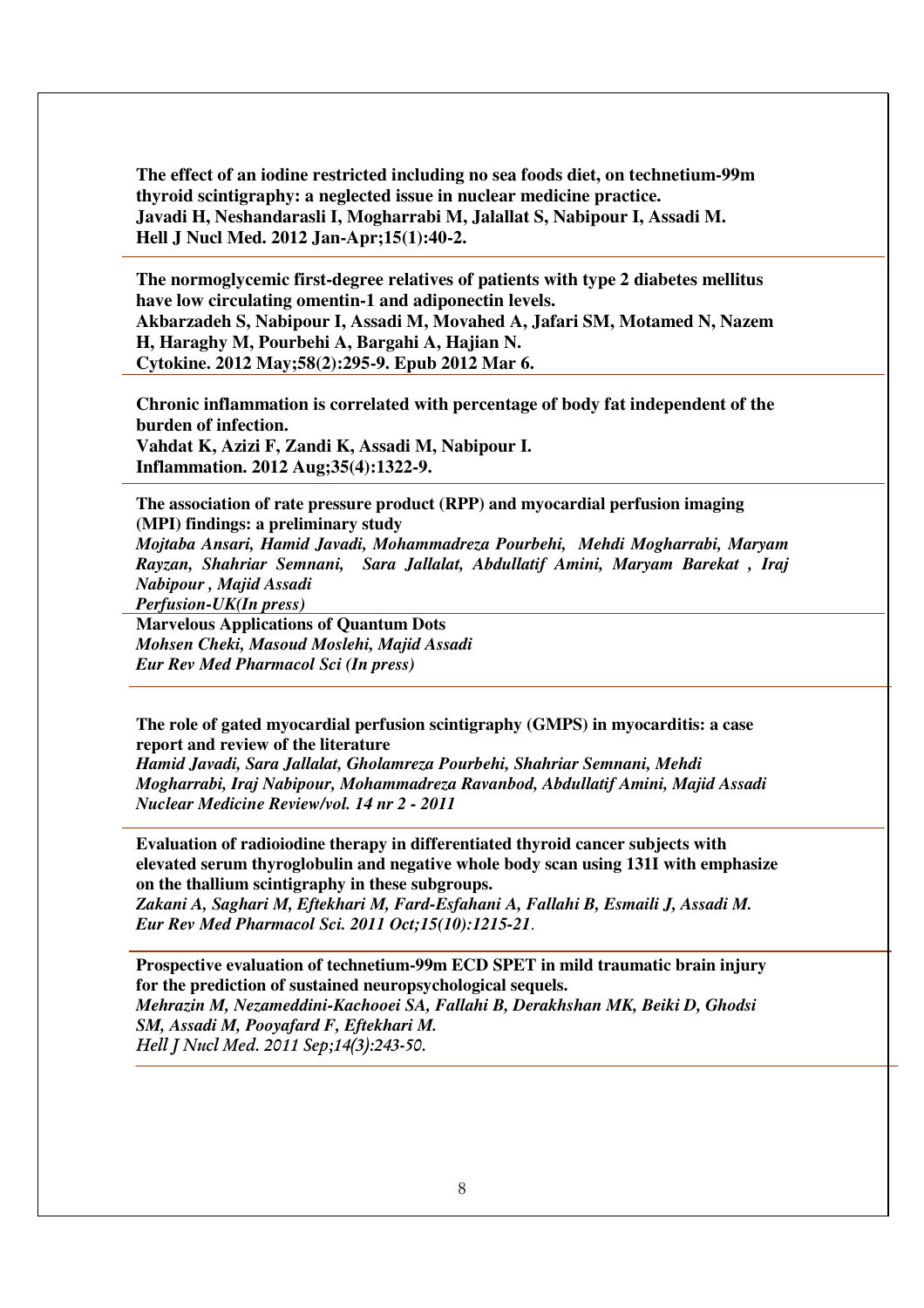**The effect of an iodine restricted including no sea foods diet, on technetium-99m thyroid scintigraphy: a neglected issue in nuclear medicine practice.**
**Javadi H, Neshandarasli I, Mogharrabi M, Jalallat S, Nabipour I, Assadi M.**
**Hell J Nucl Med. 2012 Jan-Apr;15(1):40-2.**

---

**The normoglycemic first-degree relatives of patients with type 2 diabetes mellitus have low circulating omentin-1 and adiponectin levels.**
**Akbarzadeh S, Nabipour I, Assadi M, Movahed A, Jafari SM, Motamed N, Nazem H, Haraghy M, Pourbehi A, Bargahi A, Hajian N.**
**Cytokine. 2012 May;58(2):295-9. Epub 2012 Mar 6.**

---

**Chronic inflammation is correlated with percentage of body fat independent of the burden of infection.**
**Vahdat K, Azizi F, Zandi K, Assadi M, Nabipour I.**
**Inflammation. 2012 Aug;35(4):1322-9.**

---

**The association of rate pressure product (RPP) and myocardial perfusion imaging (MPI) findings: a preliminary study**
***Mojtaba Ansari, Hamid Javadi, Mohammadreza Pourbehi, Mehdi Mogharrabi, Maryam Rayzan, Shahriar Semnani, Sara Jallalat, Abdullatif Amini, Maryam Barekat , Iraj Nabipour , Majid Assadi***
***Perfusion-UK(In press)***

---

**Marvelous Applications of Quantum Dots**
***Mohsen Cheki, Masoud Moslehi, Majid Assadi***
***Eur Rev Med Pharmacol Sci (In press)***

---

**The role of gated myocardial perfusion scintigraphy (GMPS) in myocarditis: a case report and review of the literature**
***Hamid Javadi, Sara Jallalat, Gholamreza Pourbehi, Shahriar Semnani, Mehdi Mogharrabi, Iraj Nabipour, Mohammadreza Ravanbod, Abdullatif Amini, Majid Assadi***
***Nuclear Medicine Review/vol. 14 nr 2 - 2011***

---

**Evaluation of radioiodine therapy in differentiated thyroid cancer subjects with elevated serum thyroglobulin and negative whole body scan using 131I with emphasize on the thallium scintigraphy in these subgroups.**
***Zakani A, Saghari M, Eftekhari M, Fard-Esfahani A, Fallahi B, Esmaili J, Assadi M.***
***Eur Rev Med Pharmacol Sci. 2011 Oct;15(10):1215-21.***

---

**Prospective evaluation of technetium-99m ECD SPET in mild traumatic brain injury for the prediction of sustained neuropsychological sequels.**
*Mehrazin M, Nezameddini-Kachooei SA, Fallahi B, Derakhshan MK, Beiki D, Ghodsi SM, Assadi M, Pooyafard F, Eftekhari M.*
*Hell J Nucl Med. 2011 Sep;14(3):243-50.*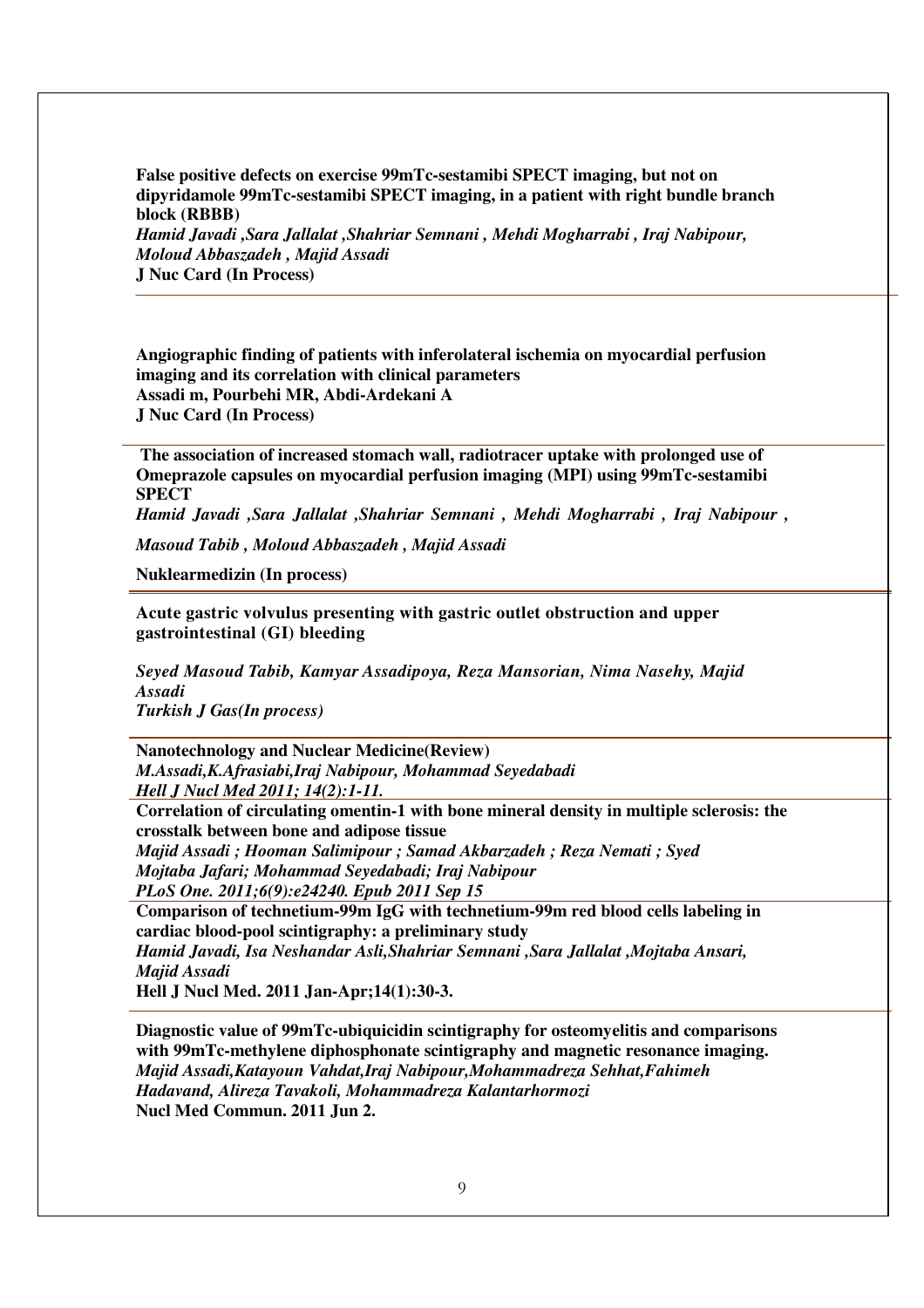**False positive defects on exercise 99mTc-sestamibi SPECT imaging, but not on dipyridamole 99mTc-sestamibi SPECT imaging, in a patient with right bundle branch block (RBBB)**
***Hamid Javadi ,Sara Jallalat ,Shahriar Semnani , Mehdi Mogharrabi , Iraj Nabipour, Moloud Abbaszadeh , Majid Assadi***
**J Nuc Card (In Process)**

---

**Angiographic finding of patients with inferolateral ischemia on myocardial perfusion imaging and its correlation with clinical parameters**
**Assadi m, Pourbehi MR, Abdi-Ardekani A**
**J Nuc Card (In Process)**

---

**The association of increased stomach wall, radiotracer uptake with prolonged use of Omeprazole capsules on myocardial perfusion imaging (MPI) using 99mTc-sestamibi SPECT**
***Hamid Javadi ,Sara Jallalat ,Shahriar Semnani , Mehdi Mogharrabi , Iraj Nabipour , Masoud Tabib , Moloud Abbaszadeh , Majid Assadi***
**Nuklearmedizin (In process)**

---

**Acute gastric volvulus presenting with gastric outlet obstruction and upper gastrointestinal (GI) bleeding**

***Seyed Masoud Tabib, Kamyar Assadipoya, Reza Mansorian, Nima Nasehy, Majid Assadi***
***Turkish J Gas(In process)***

---

**Nanotechnology and Nuclear Medicine(Review)**
***M.Assadi,K.Afrasiabi,Iraj Nabipour, Mohammad Seyedabadi***
***Hell J Nucl Med 2011; 14(2):1-11.***

---

**Correlation of circulating omentin-1 with bone mineral density in multiple sclerosis: the crosstalk between bone and adipose tissue**
***Majid Assadi ; Hooman Salimipour ; Samad Akbarzadeh ; Reza Nemati ; Syed Mojtaba Jafari; Mohammad Seyedabadi; Iraj Nabipour***
***PLoS One. 2011;6(9):e24240. Epub 2011 Sep 15***

---

**Comparison of technetium-99m IgG with technetium-99m red blood cells labeling in cardiac blood-pool scintigraphy: a preliminary study**
***Hamid Javadi, Isa Neshandar Asli,Shahriar Semnani ,Sara Jallalat ,Mojtaba Ansari, Majid Assadi***
**Hell J Nucl Med. 2011 Jan-Apr;14(1):30-3.**

---

**Diagnostic value of 99mTc-ubiquicidin scintigraphy for osteomyelitis and comparisons with 99mTc-methylene diphosphonate scintigraphy and magnetic resonance imaging.**
***Majid Assadi,Katayoun Vahdat,Iraj Nabipour,Mohammadreza Sehhat,Fahimeh Hadavand, Alireza Tavakoli, Mohammadreza Kalantarhormozi***
**Nucl Med Commun. 2011 Jun 2.**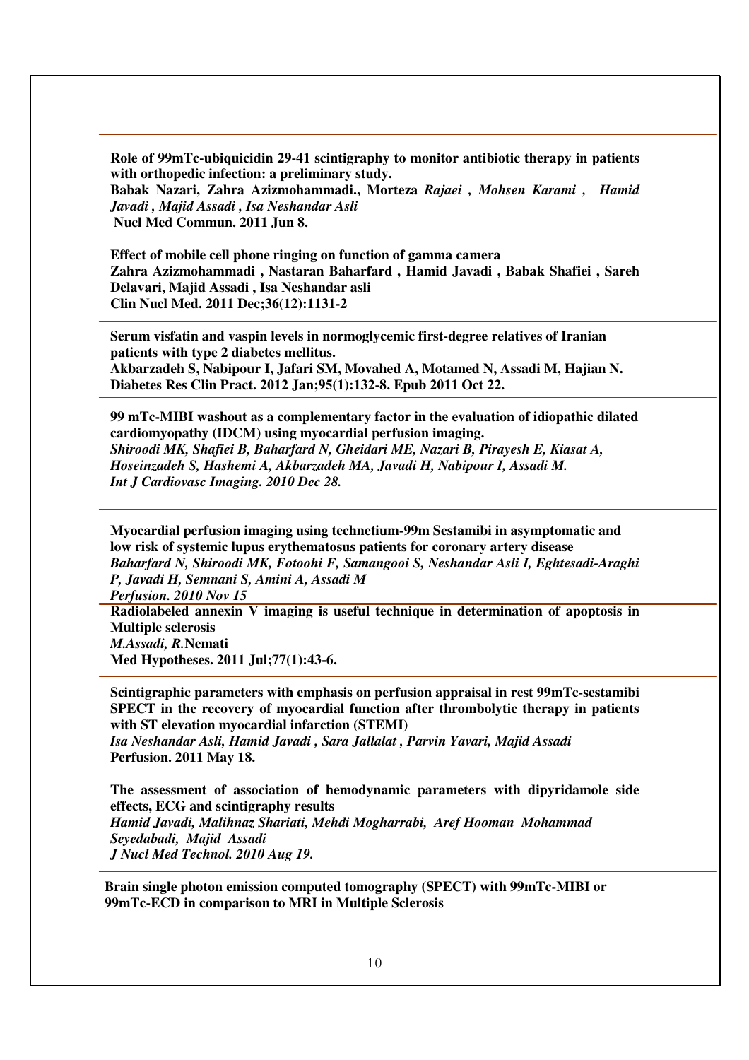**Role of 99mTc-ubiquicidin 29-41 scintigraphy to monitor antibiotic therapy in patients with orthopedic infection: a preliminary study.**
**Babak Nazari, Zahra Azizmohammadi., Morteza** ***Rajaei , Mohsen Karami , Hamid Javadi , Majid Assadi , Isa Neshandar Asli***
**Nucl Med Commun. 2011 Jun 8.**

---

**Effect of mobile cell phone ringing on function of gamma camera**
**Zahra Azizmohammadi , Nastaran Baharfard , Hamid Javadi , Babak Shafiei , Sareh Delavari, Majid Assadi , Isa Neshandar asli**
**Clin Nucl Med. 2011 Dec;36(12):1131-2**

---

**Serum visfatin and vaspin levels in normoglycemic first-degree relatives of Iranian patients with type 2 diabetes mellitus.**
**Akbarzadeh S, Nabipour I, Jafari SM, Movahed A, Motamed N, Assadi M, Hajian N.**
**Diabetes Res Clin Pract. 2012 Jan;95(1):132-8. Epub 2011 Oct 22.**

---

**99 mTc-MIBI washout as a complementary factor in the evaluation of idiopathic dilated cardiomyopathy (IDCM) using myocardial perfusion imaging.**
***Shiroodi MK, Shafiei B, Baharfard N, Gheidari ME, Nazari B, Pirayesh E, Kiasat A, Hoseinzadeh S, Hashemi A, Akbarzadeh MA, Javadi H, Nabipour I, Assadi M.***
***Int J Cardiovasc Imaging. 2010 Dec 28.***

---

**Myocardial perfusion imaging using technetium-99m Sestamibi in asymptomatic and low risk of systemic lupus erythematosus patients for coronary artery disease**
***Baharfard N, Shiroodi MK, Fotoohi F, Samangooi S, Neshandar Asli I, Eghtesadi-Araghi P, Javadi H, Semnani S, Amini A, Assadi M***
***Perfusion. 2010 Nov 15***

---

**Radiolabeled annexin V imaging is useful technique in determination of apoptosis in Multiple sclerosis**
***M.Assadi, R.*****Nemati**
**Med Hypotheses. 2011 Jul;77(1):43-6.**

---

**Scintigraphic parameters with emphasis on perfusion appraisal in rest 99mTc-sestamibi SPECT in the recovery of myocardial function after thrombolytic therapy in patients with ST elevation myocardial infarction (STEMI)**
***Isa Neshandar Asli, Hamid Javadi , Sara Jallalat , Parvin Yavari, Majid Assadi***
**Perfusion. 2011 May 18.**

---

**The assessment of association of hemodynamic parameters with dipyridamole side effects, ECG and scintigraphy results**
***Hamid Javadi, Malihnaz Shariati, Mehdi Mogharrabi, Aref Hooman Mohammad Seyedabadi, Majid Assadi***
***J Nucl Med Technol. 2010 Aug 19.***

---

**Brain single photon emission computed tomography (SPECT) with 99mTc-MIBI or 99mTc-ECD in comparison to MRI in Multiple Sclerosis**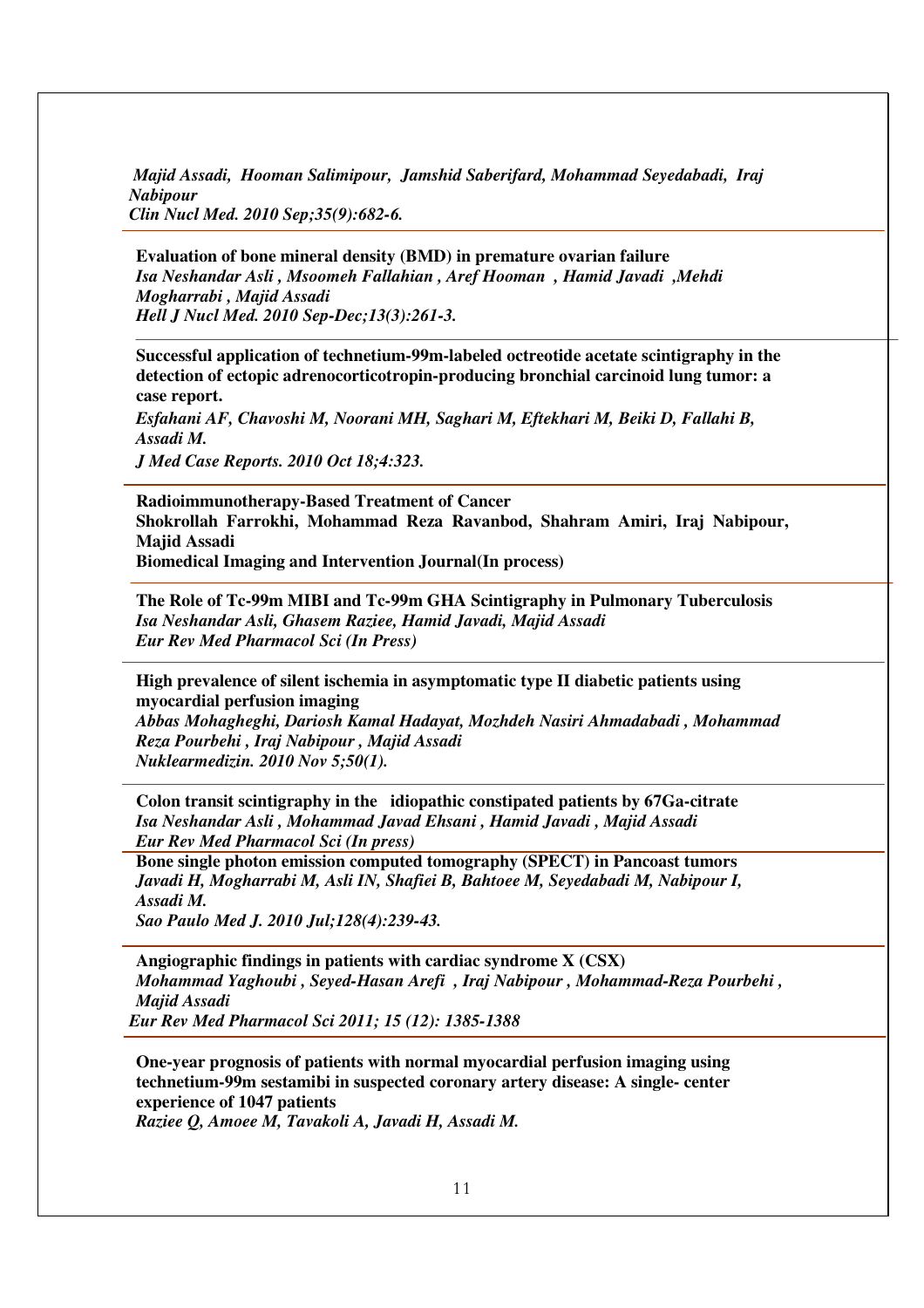*Majid Assadi, Hooman Salimipour, Jamshid Saberifard, Mohammad Seyedabadi, Iraj Nabipour*
*Clin Nucl Med. 2010 Sep;35(9):682-6.*

---

**Evaluation of bone mineral density (BMD) in premature ovarian failure**
*Isa Neshandar Asli , Msoomeh Fallahian , Aref Hooman , Hamid Javadi ,Mehdi Mogharrabi , Majid Assadi*
*Hell J Nucl Med. 2010 Sep-Dec;13(3):261-3.*

---

**Successful application of technetium-99m-labeled octreotide acetate scintigraphy in the detection of ectopic adrenocorticotropin-producing bronchial carcinoid lung tumor: a case report.**
*Esfahani AF, Chavoshi M, Noorani MH, Saghari M, Eftekhari M, Beiki D, Fallahi B, Assadi M.*
*J Med Case Reports. 2010 Oct 18;4:323.*

---

**Radioimmunotherapy-Based Treatment of Cancer**
**Shokrollah Farrokhi, Mohammad Reza Ravanbod, Shahram Amiri, Iraj Nabipour, Majid Assadi**
**Biomedical Imaging and Intervention Journal(In process)**

---

**The Role of Tc-99m MIBI and Tc-99m GHA Scintigraphy in Pulmonary Tuberculosis**
*Isa Neshandar Asli, Ghasem Raziee, Hamid Javadi, Majid Assadi*
*Eur Rev Med Pharmacol Sci (In Press)*

---

**High prevalence of silent ischemia in asymptomatic type II diabetic patients using myocardial perfusion imaging**
*Abbas Mohagheghi, Dariosh Kamal Hadayat, Mozhdeh Nasiri Ahmadabadi , Mohammad Reza Pourbehi , Iraj Nabipour , Majid Assadi*
*Nuklearmedizin. 2010 Nov 5;50(1).*

---

**Colon transit scintigraphy in the idiopathic constipated patients by 67Ga-citrate**
*Isa Neshandar Asli , Mohammad Javad Ehsani , Hamid Javadi , Majid Assadi*
*Eur Rev Med Pharmacol Sci (In press)*

---

**Bone single photon emission computed tomography (SPECT) in Pancoast tumors**
*Javadi H, Mogharrabi M, Asli IN, Shafiei B, Bahtoee M, Seyedabadi M, Nabipour I, Assadi M.*
*Sao Paulo Med J. 2010 Jul;128(4):239-43.*

---

**Angiographic findings in patients with cardiac syndrome X (CSX)**
*Mohammad Yaghoubi , Seyed-Hasan Arefi , Iraj Nabipour , Mohammad-Reza Pourbehi , Majid Assadi*
*Eur Rev Med Pharmacol Sci 2011; 15 (12): 1385-1388*

---

**One-year prognosis of patients with normal myocardial perfusion imaging using technetium-99m sestamibi in suspected coronary artery disease: A single- center experience of 1047 patients**
*Raziee Q, Amoee M, Tavakoli A, Javadi H, Assadi M.*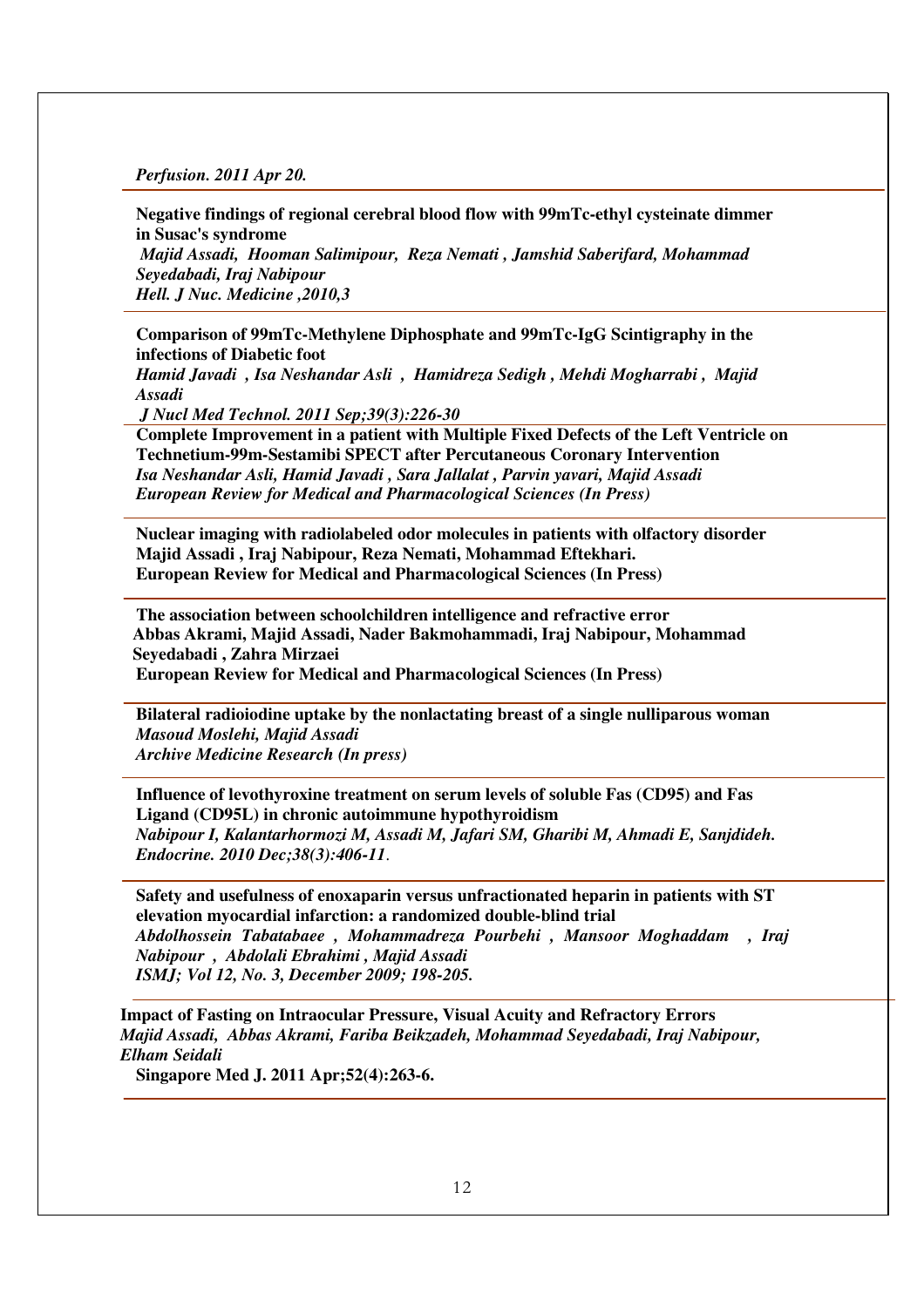*Perfusion. 2011 Apr 20.*

---

**Negative findings of regional cerebral blood flow with 99mTc-ethyl cysteinate dimmer in Susac's syndrome**
*Majid Assadi, Hooman Salimipour, Reza Nemati , Jamshid Saberifard, Mohammad Seyedabadi, Iraj Nabipour*
*Hell. J Nuc. Medicine ,2010,3*

---

**Comparison of 99mTc-Methylene Diphosphate and 99mTc-IgG Scintigraphy in the infections of Diabetic foot**
*Hamid Javadi , Isa Neshandar Asli , Hamidreza Sedigh , Mehdi Mogharrabi , Majid Assadi*
*J Nucl Med Technol. 2011 Sep;39(3):226-30*

---

**Complete Improvement in a patient with Multiple Fixed Defects of the Left Ventricle on Technetium-99m-Sestamibi SPECT after Percutaneous Coronary Intervention**
*Isa Neshandar Asli, Hamid Javadi , Sara Jallalat , Parvin yavari, Majid Assadi*
*European Review for Medical and Pharmacological Sciences (In Press)*

---

**Nuclear imaging with radiolabeled odor molecules in patients with olfactory disorder**
**Majid Assadi , Iraj Nabipour, Reza Nemati, Mohammad Eftekhari.**
**European Review for Medical and Pharmacological Sciences (In Press)**

---

**The association between schoolchildren intelligence and refractive error**
**Abbas Akrami, Majid Assadi, Nader Bakmohammadi, Iraj Nabipour, Mohammad Seyedabadi , Zahra Mirzaei**
**European Review for Medical and Pharmacological Sciences (In Press)**

---

**Bilateral radioiodine uptake by the nonlactating breast of a single nulliparous woman**
*Masoud Moslehi, Majid Assadi*
*Archive Medicine Research (In press)*

---

**Influence of levothyroxine treatment on serum levels of soluble Fas (CD95) and Fas Ligand (CD95L) in chronic autoimmune hypothyroidism**
*Nabipour I, Kalantarhormozi M, Assadi M, Jafari SM, Gharibi M, Ahmadi E, Sanjdideh. Endocrine. 2010 Dec;38(3):406-11.*

---

**Safety and usefulness of enoxaparin versus unfractionated heparin in patients with ST elevation myocardial infarction: a randomized double-blind trial**
*Abdolhossein Tabatabaee , Mohammadreza Pourbehi , Mansoor Moghaddam , Iraj Nabipour , Abdolali Ebrahimi , Majid Assadi*
*ISMJ; Vol 12, No. 3, December 2009; 198-205.*

---

**Impact of Fasting on Intraocular Pressure, Visual Acuity and Refractory Errors**
*Majid Assadi, Abbas Akrami, Fariba Beikzadeh, Mohammad Seyedabadi, Iraj Nabipour, Elham Seidali*
**Singapore Med J. 2011 Apr;52(4):263-6.**

---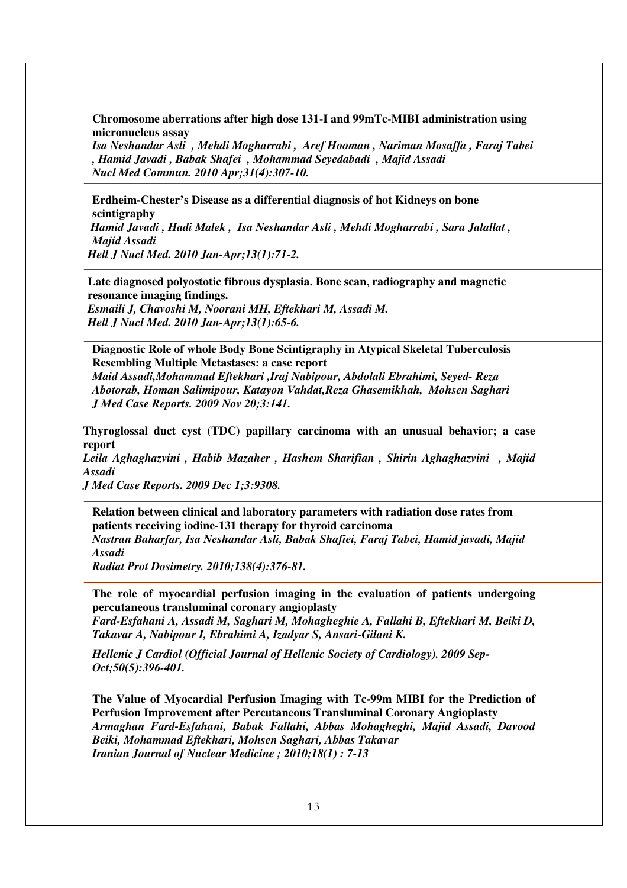**Chromosome aberrations after high dose 131-I and 99mTc-MIBI administration using micronucleus assay**
*Isa Neshandar Asli , Mehdi Mogharrabi , Aref Hooman , Nariman Mosaffa , Faraj Tabei , Hamid Javadi , Babak Shafei , Mohammad Seyedabadi , Majid Assadi*
*Nucl Med Commun. 2010 Apr;31(4):307-10.*

---

**Erdheim-Chester's Disease as a differential diagnosis of hot Kidneys on bone scintigraphy**
*Hamid Javadi , Hadi Malek , Isa Neshandar Asli , Mehdi Mogharrabi , Sara Jalallat , Majid Assadi*
*Hell J Nucl Med. 2010 Jan-Apr;13(1):71-2.*

---

**Late diagnosed polyostotic fibrous dysplasia. Bone scan, radiography and magnetic resonance imaging findings.**
*Esmaili J, Chavoshi M, Noorani MH, Eftekhari M, Assadi M.*
*Hell J Nucl Med. 2010 Jan-Apr;13(1):65-6.*

---

**Diagnostic Role of whole Body Bone Scintigraphy in Atypical Skeletal Tuberculosis Resembling Multiple Metastases: a case report**
*Maid Assadi,Mohammad Eftekhari ,Iraj Nabipour, Abdolali Ebrahimi, Seyed- Reza Abotorab, Homan Salimipour, Katayon Vahdat,Reza Ghasemikhah, Mohsen Saghari*
*J Med Case Reports. 2009 Nov 20;3:141.*

---

**Thyroglossal duct cyst (TDC) papillary carcinoma with an unusual behavior; a case report**
*Leila Aghaghazvini , Habib Mazaher , Hashem Sharifian , Shirin Aghaghazvini , Majid Assadi*
*J Med Case Reports. 2009 Dec 1;3:9308.*

---

**Relation between clinical and laboratory parameters with radiation dose rates from patients receiving iodine-131 therapy for thyroid carcinoma**
*Nastran Baharfar, Isa Neshandar Asli, Babak Shafiei, Faraj Tabei, Hamid javadi, Majid Assadi*
*Radiat Prot Dosimetry. 2010;138(4):376-81.*

---

**The role of myocardial perfusion imaging in the evaluation of patients undergoing percutaneous transluminal coronary angioplasty**
*Fard-Esfahani A, Assadi M, Saghari M, Mohagheghie A, Fallahi B, Eftekhari M, Beiki D, Takavar A, Nabipour I, Ebrahimi A, Izadyar S, Ansari-Gilani K.*

*Hellenic J Cardiol (Official Journal of Hellenic Society of Cardiology). 2009 Sep-Oct;50(5):396-401.*

---

**The Value of Myocardial Perfusion Imaging with Tc-99m MIBI for the Prediction of Perfusion Improvement after Percutaneous Transluminal Coronary Angioplasty**
*Armaghan Fard-Esfahani, Babak Fallahi, Abbas Mohagheghi, Majid Assadi, Davood Beiki, Mohammad Eftekhari, Mohsen Saghari, Abbas Takavar*
*Iranian Journal of Nuclear Medicine ; 2010;18(1) : 7-13*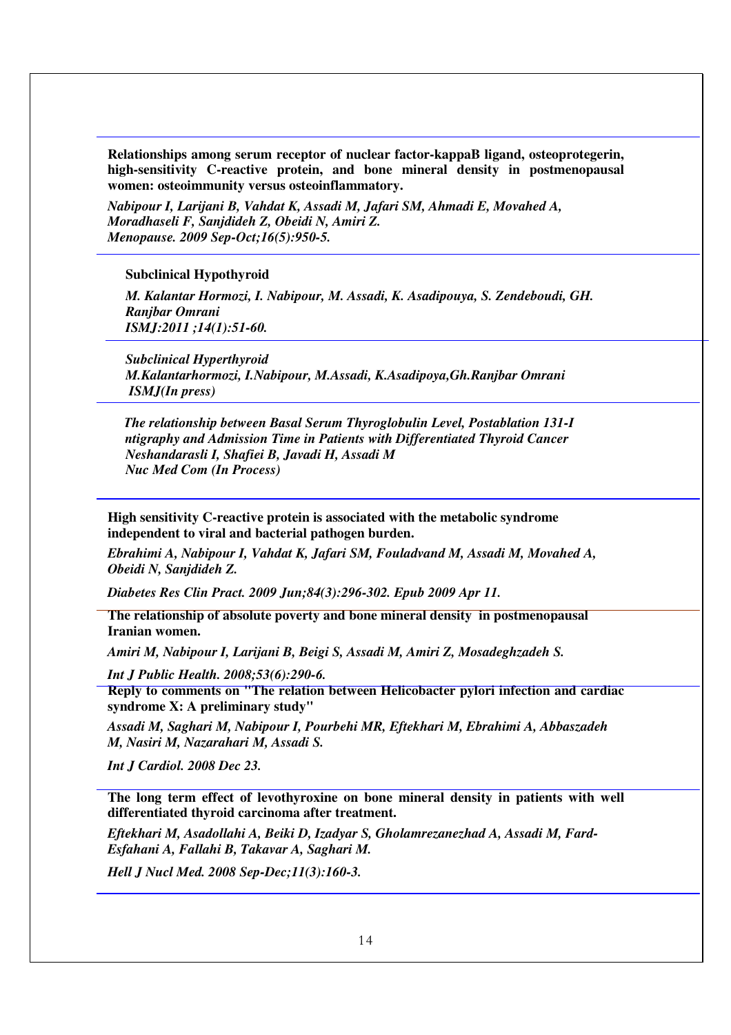**Relationships among serum receptor of nuclear factor-kappaB ligand, osteoprotegerin, high-sensitivity C-reactive protein, and bone mineral density in postmenopausal women: osteoimmunity versus osteoinflammatory.**

***Nabipour I, Larijani B, Vahdat K, Assadi M, Jafari SM, Ahmadi E, Movahed A, Moradhaseli F, Sanjdideh Z, Obeidi N, Amiri Z.***
***Menopause. 2009 Sep-Oct;16(5):950-5.***

---

**Subclinical Hypothyroid**

***M. Kalantar Hormozi, I. Nabipour, M. Assadi, K. Asadipouya, S. Zendeboudi, GH. Ranjbar Omrani***
***ISMJ:2011 ;14(1):51-60.***

---

***Subclinical Hyperthyroid***
***M.Kalantarhormozi, I.Nabipour, M.Assadi, K.Asadipoya,Gh.Ranjbar Omrani***
***ISMJ(In press)***

---

***The relationship between Basal Serum Thyroglobulin Level, Postablation 131-I ntigraphy and Admission Time in Patients with Differentiated Thyroid Cancer***
***Neshandarasli I, Shafiei B, Javadi H, Assadi M***
***Nuc Med Com (In Process)***

---

**High sensitivity C-reactive protein is associated with the metabolic syndrome independent to viral and bacterial pathogen burden.**

***Ebrahimi A, Nabipour I, Vahdat K, Jafari SM, Fouladvand M, Assadi M, Movahed A, Obeidi N, Sanjdideh Z.***

***Diabetes Res Clin Pract. 2009 Jun;84(3):296-302. Epub 2009 Apr 11.***

---

**The relationship of absolute poverty and bone mineral density in postmenopausal Iranian women.**

***Amiri M, Nabipour I, Larijani B, Beigi S, Assadi M, Amiri Z, Mosadeghzadeh S.***

***Int J Public Health. 2008;53(6):290-6.***

---

**Reply to comments on "The relation between Helicobacter pylori infection and cardiac syndrome X: A preliminary study"**

***Assadi M, Saghari M, Nabipour I, Pourbehi MR, Eftekhari M, Ebrahimi A, Abbaszadeh M, Nasiri M, Nazarahari M, Assadi S.***

***Int J Cardiol. 2008 Dec 23.***

---

**The long term effect of levothyroxine on bone mineral density in patients with well differentiated thyroid carcinoma after treatment.**

***Eftekhari M, Asadollahi A, Beiki D, Izadyar S, Gholamrezanezhad A, Assadi M, Fard-Esfahani A, Fallahi B, Takavar A, Saghari M.***

***Hell J Nucl Med. 2008 Sep-Dec;11(3):160-3.***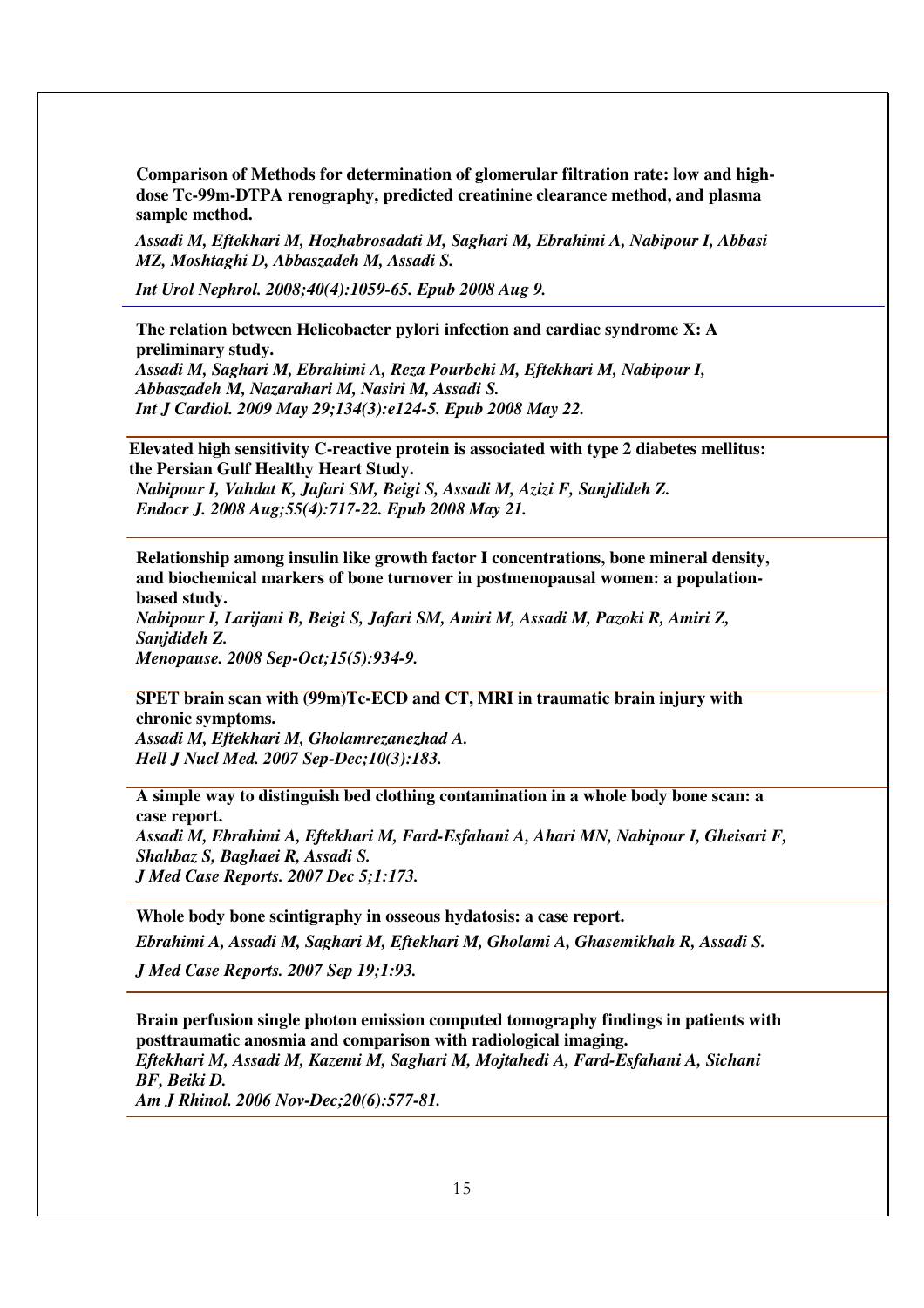**Comparison of Methods for determination of glomerular filtration rate: low and high-dose Tc-99m-DTPA renography, predicted creatinine clearance method, and plasma sample method.**

*Assadi M, Eftekhari M, Hozhabrosadati M, Saghari M, Ebrahimi A, Nabipour I, Abbasi MZ, Moshtaghi D, Abbaszadeh M, Assadi S.*

*Int Urol Nephrol. 2008;40(4):1059-65. Epub 2008 Aug 9.*

---

**The relation between Helicobacter pylori infection and cardiac syndrome X: A preliminary study.**
*Assadi M, Saghari M, Ebrahimi A, Reza Pourbehi M, Eftekhari M, Nabipour I, Abbaszadeh M, Nazarahari M, Nasiri M, Assadi S.*
*Int J Cardiol. 2009 May 29;134(3):e124-5. Epub 2008 May 22.*

---

**Elevated high sensitivity C-reactive protein is associated with type 2 diabetes mellitus: the Persian Gulf Healthy Heart Study.**
*Nabipour I, Vahdat K, Jafari SM, Beigi S, Assadi M, Azizi F, Sanjdideh Z.*
*Endocr J. 2008 Aug;55(4):717-22. Epub 2008 May 21.*

---

**Relationship among insulin like growth factor I concentrations, bone mineral density, and biochemical markers of bone turnover in postmenopausal women: a population-based study.**
*Nabipour I, Larijani B, Beigi S, Jafari SM, Amiri M, Assadi M, Pazoki R, Amiri Z, Sanjdideh Z.*
*Menopause. 2008 Sep-Oct;15(5):934-9.*

---

**SPET brain scan with (99m)Tc-ECD and CT, MRI in traumatic brain injury with chronic symptoms.**
*Assadi M, Eftekhari M, Gholamrezanezhad A.*
*Hell J Nucl Med. 2007 Sep-Dec;10(3):183.*

---

**A simple way to distinguish bed clothing contamination in a whole body bone scan: a case report.**
*Assadi M, Ebrahimi A, Eftekhari M, Fard-Esfahani A, Ahari MN, Nabipour I, Gheisari F, Shahbaz S, Baghaei R, Assadi S.*
*J Med Case Reports. 2007 Dec 5;1:173.*

---

**Whole body bone scintigraphy in osseous hydatosis: a case report.**

*Ebrahimi A, Assadi M, Saghari M, Eftekhari M, Gholami A, Ghasemikhah R, Assadi S.*

*J Med Case Reports. 2007 Sep 19;1:93.*

---

**Brain perfusion single photon emission computed tomography findings in patients with posttraumatic anosmia and comparison with radiological imaging.**
*Eftekhari M, Assadi M, Kazemi M, Saghari M, Mojtahedi A, Fard-Esfahani A, Sichani BF, Beiki D.*
*Am J Rhinol. 2006 Nov-Dec;20(6):577-81.*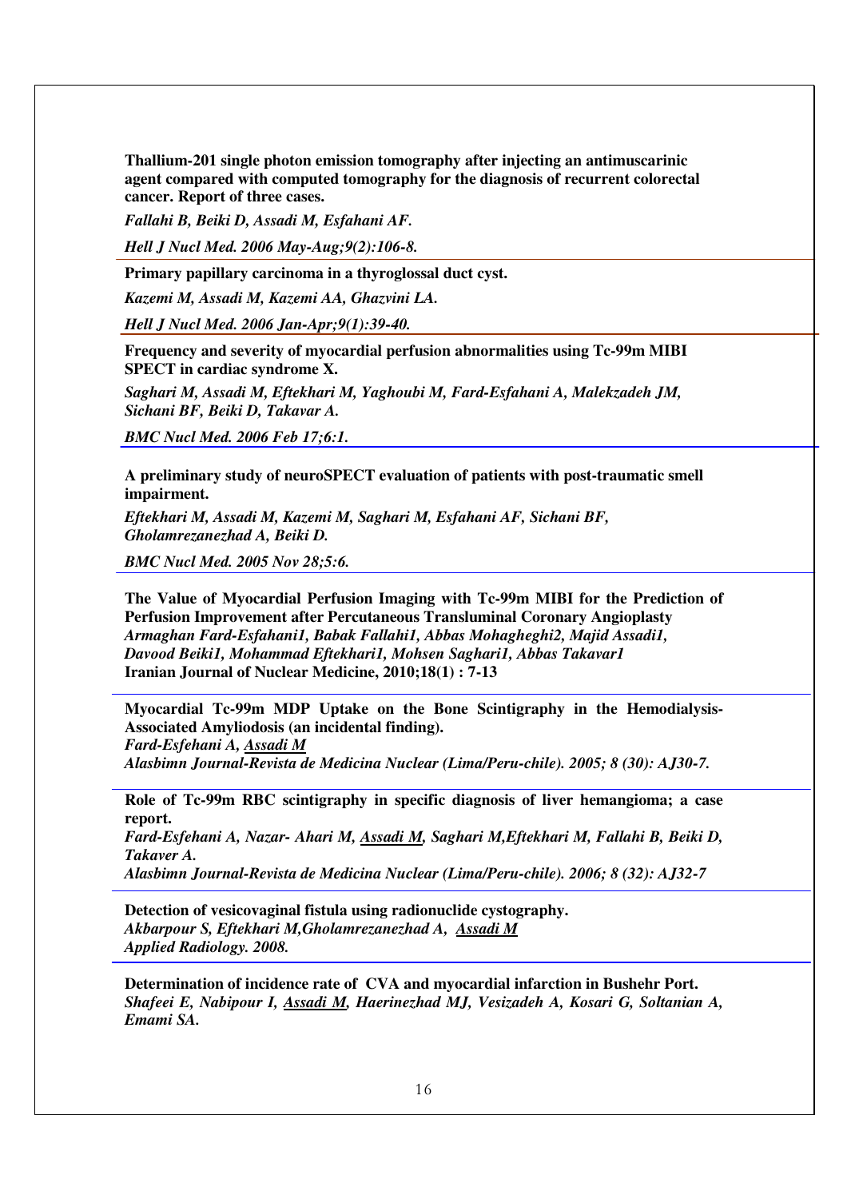**Thallium-201 single photon emission tomography after injecting an antimuscarinic agent compared with computed tomography for the diagnosis of recurrent colorectal cancer. Report of three cases.**

*Fallahi B, Beiki D, Assadi M, Esfahani AF.*

*Hell J Nucl Med. 2006 May-Aug;9(2):106-8.*

---

**Primary papillary carcinoma in a thyroglossal duct cyst.**

*Kazemi M, Assadi M, Kazemi AA, Ghazvini LA.*

*Hell J Nucl Med. 2006 Jan-Apr;9(1):39-40.*

---

**Frequency and severity of myocardial perfusion abnormalities using Tc-99m MIBI SPECT in cardiac syndrome X.**

*Saghari M, Assadi M, Eftekhari M, Yaghoubi M, Fard-Esfahani A, Malekzadeh JM, Sichani BF, Beiki D, Takavar A.*

*BMC Nucl Med. 2006 Feb 17;6:1.*

---

**A preliminary study of neuroSPECT evaluation of patients with post-traumatic smell impairment.**

*Eftekhari M, Assadi M, Kazemi M, Saghari M, Esfahani AF, Sichani BF, Gholamrezanezhad A, Beiki D.*

*BMC Nucl Med. 2005 Nov 28;5:6.*

---

**The Value of Myocardial Perfusion Imaging with Tc-99m MIBI for the Prediction of Perfusion Improvement after Percutaneous Transluminal Coronary Angioplasty**
*Armaghan Fard-Esfahani[1], Babak Fallahi[1], Abbas Mohagheghi[2], Majid Assadi[1], Davood Beiki[1], Mohammad Eftekhari[1], Mohsen Saghari[1], Abbas Takavar[1]*
**Iranian Journal of Nuclear Medicine, 2010;18(1) : 7-13**

---

**Myocardial Tc-99m MDP Uptake on the Bone Scintigraphy in the Hemodialysis-Associated Amyliodosis (an incidental finding).**
*Fard-Esfehani A, <u>Assadi M</u>*
*Alasbimn Journal-Revista de Medicina Nuclear (Lima/Peru-chile). 2005; 8 (30): AJ30-7.*

---

**Role of Tc-99m RBC scintigraphy in specific diagnosis of liver hemangioma; a case report.**
*Fard-Esfehani A, Nazar- Ahari M, <u>Assadi M</u>, Saghari M,Eftekhari M, Fallahi B, Beiki D, Takaver A.*
*Alasbimn Journal-Revista de Medicina Nuclear (Lima/Peru-chile). 2006; 8 (32): AJ32-7*

---

**Detection of vesicovaginal fistula using radionuclide cystography.**
*Akbarpour S, Eftekhari M,Gholamrezanezhad A, <u>Assadi M</u>*
*Applied Radiology. 2008.*

---

**Determination of incidence rate of CVA and myocardial infarction in Bushehr Port.**
*Shafeei E, Nabipour I, <u>Assadi M</u>, Haerinezhad MJ, Vesizadeh A, Kosari G, Soltanian A, Emami SA.*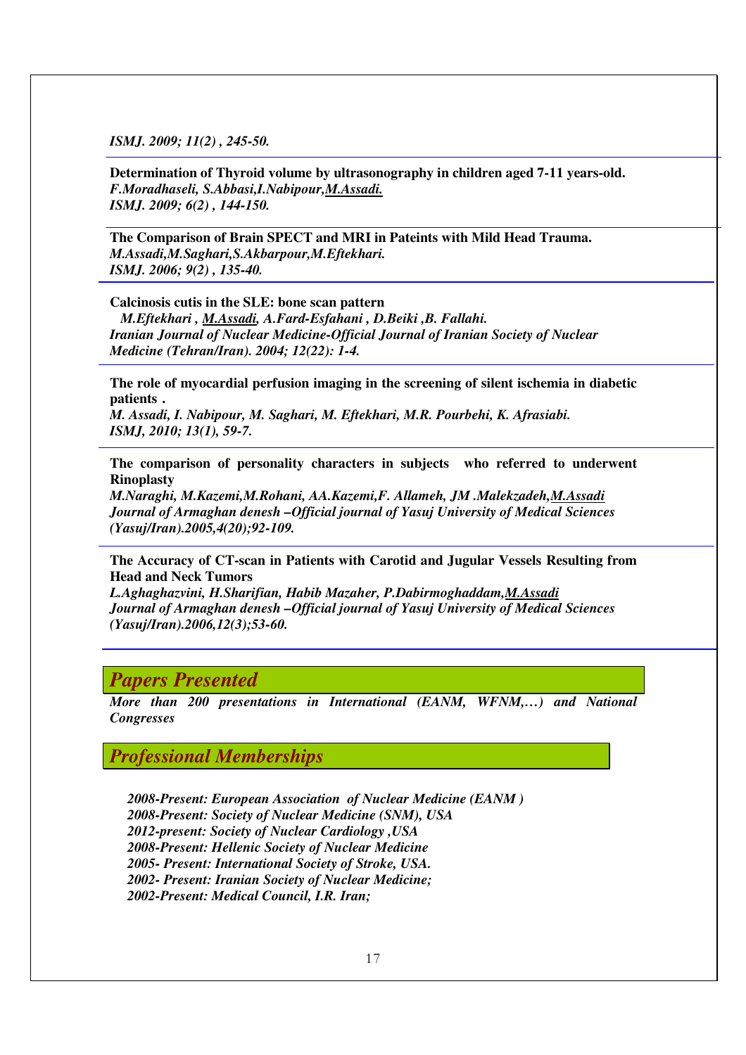*ISMJ. 2009; 11(2) , 245-50.*

**Determination of Thyroid volume by ultrasonography in children aged 7-11 years-old.**
*F.Moradhaseli, S.Abbasi,I.Nabipour,<u>M.Assadi.</u>*
*ISMJ. 2009; 6(2) , 144-150.*

**The Comparison of Brain SPECT and MRI in Pateints with Mild Head Trauma.**
*M.Assadi,M.Saghari,S.Akbarpour,M.Eftekhari.*
*ISMJ. 2006; 9(2) , 135-40.*

**Calcinosis cutis in the SLE: bone scan pattern**
*M.Eftekhari , <u>M.Assadi,</u> A.Fard-Esfahani , D.Beiki ,B. Fallahi.*
*Iranian Journal of Nuclear Medicine-Official Journal of Iranian Society of Nuclear Medicine (Tehran/Iran). 2004; 12(22): 1-4.*

**The role of myocardial perfusion imaging in the screening of silent ischemia in diabetic patients .**
*M. Assadi, I. Nabipour, M. Saghari, M. Eftekhari, M.R. Pourbehi, K. Afrasiabi.*
*ISMJ, 2010; 13(1), 59-7.*

**The comparison of personality characters in subjects who referred to underwent Rinoplasty**
*M.Naraghi, M.Kazemi,M.Rohani, AA.Kazemi,F. Allameh, JM .Malekzadeh,<u>M.Assadi</u>*
*Journal of Armaghan denesh –Official journal of Yasuj University of Medical Sciences (Yasuj/Iran).2005,4(20);92-109.*

**The Accuracy of CT-scan in Patients with Carotid and Jugular Vessels Resulting from Head and Neck Tumors**
*L.Aghaghazvini, H.Sharifian, Habib Mazaher, P.Dabirmoghaddam,<u>M.Assadi</u>*
*Journal of Armaghan denesh –Official journal of Yasuj University of Medical Sciences (Yasuj/Iran).2006,12(3);53-60.*

## *Papers Presented*

*More than 200 presentations in International (EANM, WFNM,…) and National Congresses*

## *Professional Memberships*

*2008-Present: European Association of Nuclear Medicine (EANM )*
*2008-Present: Society of Nuclear Medicine (SNM), USA*
*2012-present: Society of Nuclear Cardiology ,USA*
*2008-Present: Hellenic Society of Nuclear Medicine*
*2005- Present: International Society of Stroke, USA.*
*2002- Present: Iranian Society of Nuclear Medicine;*
*2002-Present: Medical Council, I.R. Iran;*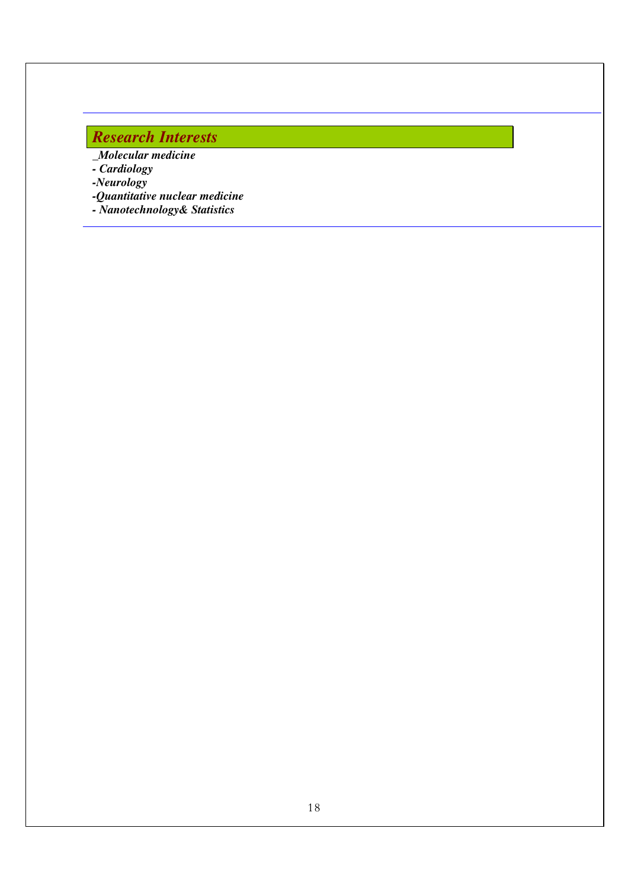## *Research Interests*

*_Molecular medicine*
*- Cardiology*
*-Neurology*
*-Quantitative nuclear medicine*
*- Nanotechnology& Statistics*